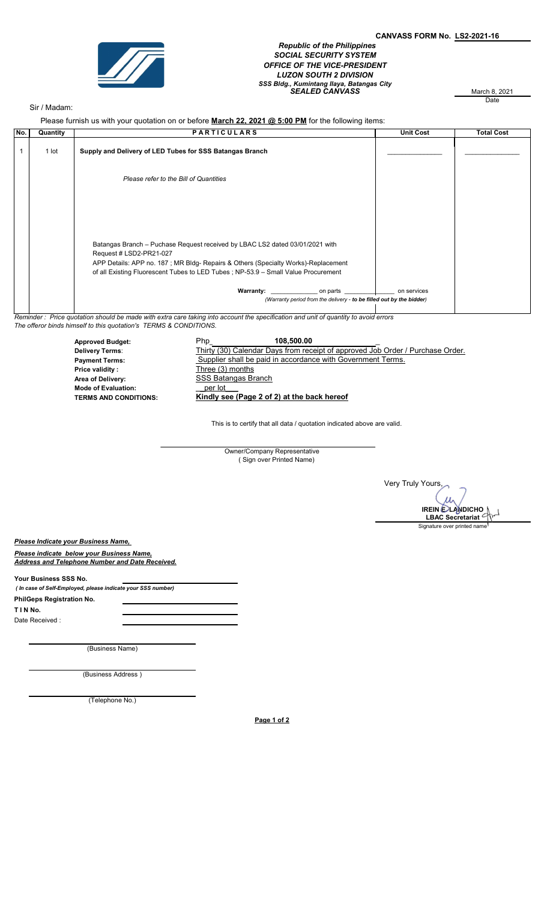**CANVASS FORM No. LS2-2021-16**

***Republic of the Philippines***
***SOCIAL SECURITY SYSTEM***
***OFFICE OF THE VICE-PRESIDENT***
***LUZON SOUTH 2 DIVISION***
***SSS Bldg., Kumintang Ilaya, Batangas City***
***SEALED CANVASS***

March 8, 2021
Date

Sir / Madam:

Please furnish us with your quotation on or before **March 22, 2021 @ 5:00 PM** for the following items:

| No. | Quantity | PARTICULARS | Unit Cost | Total Cost |
|---|---|---|---|---|
| 1 | 1 lot | **Supply and Delivery of LED Tubes for SSS Batangas Branch** | ______________ | ______________ |
| | | *Please refer to the Bill of Quantities* | | |
| | | Batangas Branch – Puchase Request received by LBAC LS2 dated 03/01/2021 with Request # LSD2-PR21-027<br>APP Details: APP no. 187 ; MR Bldg- Repairs & Others (Specialty Works)-Replacement of all Existing Fluorescent Tubes to LED Tubes ; NP-53.9 – Small Value Procurement | | |
| | | **Warranty:** ____________ on parts ______________ on services<br>*(Warranty period from the delivery - **to be filled out by the bidder**)* | | |

*Reminder : Price quotation should be made with extra care taking into account the specification and unit of quantity to avoid errors*
*The offeror binds himself to this quotation's TERMS & CONDITIONS.*

**Approved Budget:** Php **108,500.00**
**Delivery Terms**: Thirty (30) Calendar Days from receipt of approved Job Order / Purchase Order.
**Payment Terms:** Supplier shall be paid in accordance with Government Terms.
**Price validity :** Three (3) months
**Area of Delivery:** SSS Batangas Branch
**Mode of Evaluation:** per lot
**TERMS AND CONDITIONS:** **Kindly see (Page 2 of 2) at the back hereof**

This is to certify that all data / quotation indicated above are valid.

______________________________
Owner/Company Representative
( Sign over Printed Name)

Very Truly Yours,

**IREIN E. LANDICHO**
**LBAC Secretariat**
Signature over printed name

***Please Indicate your Business Name,***

***Please indicate below your Business Name, Address and Telephone Number and Date Received.***

**Your Business SSS No.** ______________________
***( In case of Self-Employed, please indicate your SSS number)***
**PhilGeps Registration No.** ______________________
**T I N No.** ______________________
Date Received : ______________________

______________________________
(Business Name)

______________________________
(Business Address )

______________________________
(Telephone No.)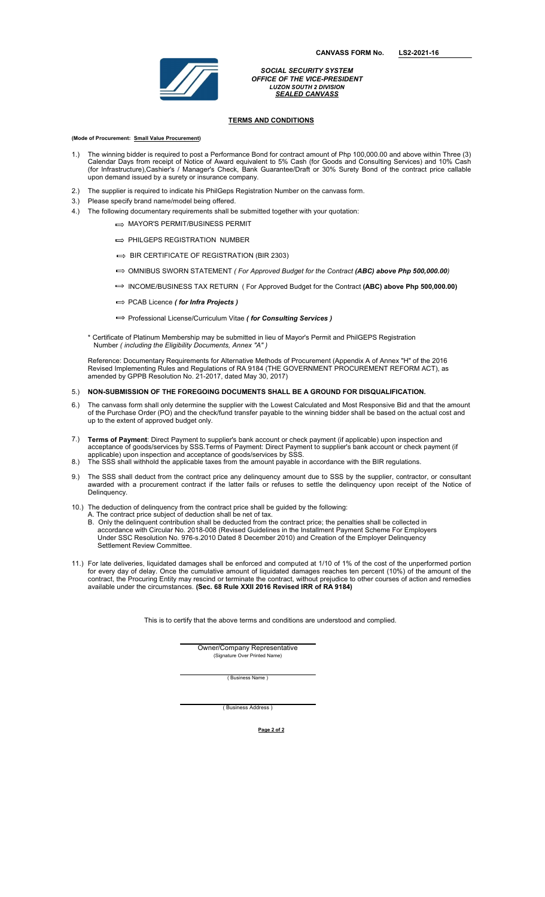**CANVASS FORM No. LS2-2021-16**

***SOCIAL SECURITY SYSTEM***
***OFFICE OF THE VICE-PRESIDENT***
***LUZON SOUTH 2 DIVISION***
***SEALED CANVASS***

## TERMS AND CONDITIONS

**(Mode of Procurement: Small Value Procurement)**

1.) The winning bidder is required to post a Performance Bond for contract amount of Php 100,000.00 and above within Three (3) Calendar Days from receipt of Notice of Award equivalent to 5% Cash (for Goods and Consulting Services) and 10% Cash (for Infrastructure),Cashier's / Manager's Check, Bank Guarantee/Draft or 30% Surety Bond of the contract price callable upon demand issued by a surety or insurance company.

2.) The supplier is required to indicate his PhilGeps Registration Number on the canvass form.

3.) Please specify brand name/model being offered.

4.) The following documentary requirements shall be submitted together with your quotation:

- ⇒ MAYOR'S PERMIT/BUSINESS PERMIT
- ⇒ PHILGEPS REGISTRATION NUMBER
- ⇒ BIR CERTIFICATE OF REGISTRATION (BIR 2303)
- ⇒ OMNIBUS SWORN STATEMENT *( For Approved Budget for the Contract **(ABC) above Php 500,000.00**)*
- ⇒ INCOME/BUSINESS TAX RETURN ( For Approved Budget for the Contract **(ABC) above Php 500,000.00)**
- ⇒ PCAB Licence ***( for Infra Projects )***
- ⇒ Professional License/Curriculum Vitae ***( for Consulting Services )***

\* Certificate of Platinum Membership may be submitted in lieu of Mayor's Permit and PhilGEPS Registration Number *( including the Eligibility Documents, Annex "A" )*

Reference: Documentary Requirements for Alternative Methods of Procurement (Appendix A of Annex "H" of the 2016 Revised Implementing Rules and Regulations of RA 9184 (THE GOVERNMENT PROCUREMENT REFORM ACT), as amended by GPPB Resolution No. 21-2017, dated May 30, 2017)

5.) **NON-SUBMISSION OF THE FOREGOING DOCUMENTS SHALL BE A GROUND FOR DISQUALIFICATION.**

6.) The canvass form shall only determine the supplier with the Lowest Calculated and Most Responsive Bid and that the amount of the Purchase Order (PO) and the check/fund transfer payable to the winning bidder shall be based on the actual cost and up to the extent of approved budget only.

7.) **Terms of Payment**: Direct Payment to supplier's bank account or check payment (if applicable) upon inspection and acceptance of goods/services by SSS.Terms of Payment: Direct Payment to supplier's bank account or check payment (if applicable) upon inspection and acceptance of goods/services by SSS.

8.) The SSS shall withhold the applicable taxes from the amount payable in accordance with the BIR regulations.

9.) The SSS shall deduct from the contract price any delinquency amount due to SSS by the supplier, contractor, or consultant awarded with a procurement contract if the latter fails or refuses to settle the delinquency upon receipt of the Notice of Delinquency.

10.) The deduction of delinquency from the contract price shall be guided by the following:
A. The contract price subject of deduction shall be net of tax.
B. Only the delinquent contribution shall be deducted from the contract price; the penalties shall be collected in accordance with Circular No. 2018-008 (Revised Guidelines in the Installment Payment Scheme For Employers Under SSC Resolution No. 976-s.2010 Dated 8 December 2010) and Creation of the Employer Delinquency Settlement Review Committee.

11.) For late deliveries, liquidated damages shall be enforced and computed at 1/10 of 1% of the cost of the unperformed portion for every day of delay. Once the cumulative amount of liquidated damages reaches ten percent (10%) of the amount of the contract, the Procuring Entity may rescind or terminate the contract, without prejudice to other courses of action and remedies available under the circumstances. **(Sec. 68 Rule XXII 2016 Revised IRR of RA 9184)**

This is to certify that the above terms and conditions are understood and complied.

\_\_\_\_\_\_\_\_\_\_\_\_\_\_\_\_\_\_\_\_\_\_\_\_\_\_\_\_
Owner/Company Representative
(Signature Over Printed Name)

\_\_\_\_\_\_\_\_\_\_\_\_\_\_\_\_\_\_\_\_\_\_\_\_\_\_\_\_
( Business Name )

\_\_\_\_\_\_\_\_\_\_\_\_\_\_\_\_\_\_\_\_\_\_\_\_\_\_\_\_
( Business Address )